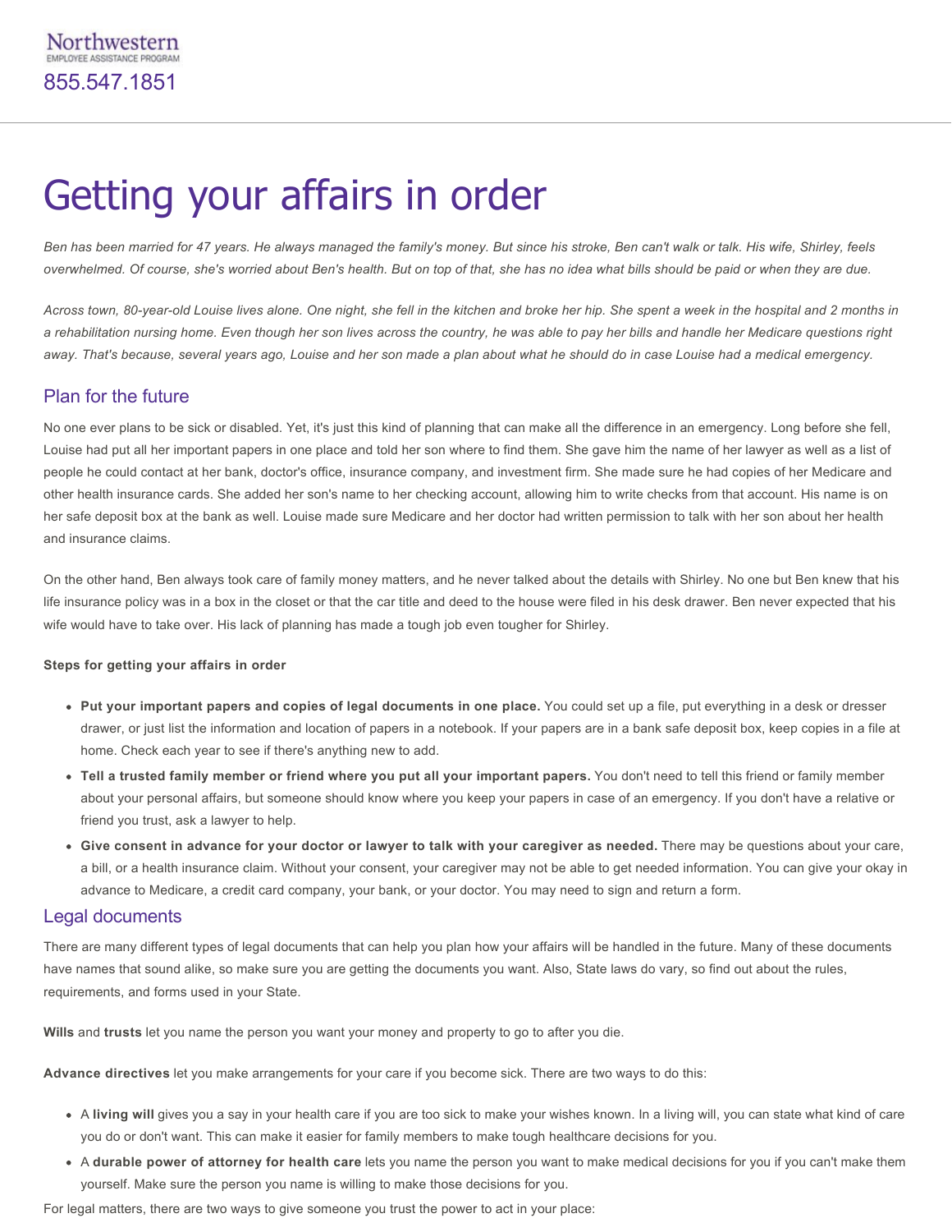Northwestern
EMPLOYEE ASSISTANCE PROGRAM
855.547.1851

# Getting your affairs in order

*Ben has been married for 47 years. He always managed the family's money. But since his stroke, Ben can't walk or talk. His wife, Shirley, feels overwhelmed. Of course, she's worried about Ben's health. But on top of that, she has no idea what bills should be paid or when they are due.*

*Across town, 80-year-old Louise lives alone. One night, she fell in the kitchen and broke her hip. She spent a week in the hospital and 2 months in a rehabilitation nursing home. Even though her son lives across the country, he was able to pay her bills and handle her Medicare questions right away. That's because, several years ago, Louise and her son made a plan about what he should do in case Louise had a medical emergency.*

## Plan for the future

No one ever plans to be sick or disabled. Yet, it's just this kind of planning that can make all the difference in an emergency. Long before she fell, Louise had put all her important papers in one place and told her son where to find them. She gave him the name of her lawyer as well as a list of people he could contact at her bank, doctor's office, insurance company, and investment firm. She made sure he had copies of her Medicare and other health insurance cards. She added her son's name to her checking account, allowing him to write checks from that account. His name is on her safe deposit box at the bank as well. Louise made sure Medicare and her doctor had written permission to talk with her son about her health and insurance claims.

On the other hand, Ben always took care of family money matters, and he never talked about the details with Shirley. No one but Ben knew that his life insurance policy was in a box in the closet or that the car title and deed to the house were filed in his desk drawer. Ben never expected that his wife would have to take over. His lack of planning has made a tough job even tougher for Shirley.

**Steps for getting your affairs in order**

- **Put your important papers and copies of legal documents in one place.** You could set up a file, put everything in a desk or dresser drawer, or just list the information and location of papers in a notebook. If your papers are in a bank safe deposit box, keep copies in a file at home. Check each year to see if there's anything new to add.
- **Tell a trusted family member or friend where you put all your important papers.** You don't need to tell this friend or family member about your personal affairs, but someone should know where you keep your papers in case of an emergency. If you don't have a relative or friend you trust, ask a lawyer to help.
- **Give consent in advance for your doctor or lawyer to talk with your caregiver as needed.** There may be questions about your care, a bill, or a health insurance claim. Without your consent, your caregiver may not be able to get needed information. You can give your okay in advance to Medicare, a credit card company, your bank, or your doctor. You may need to sign and return a form.

## Legal documents

There are many different types of legal documents that can help you plan how your affairs will be handled in the future. Many of these documents have names that sound alike, so make sure you are getting the documents you want. Also, State laws do vary, so find out about the rules, requirements, and forms used in your State.

**Wills** and **trusts** let you name the person you want your money and property to go to after you die.

**Advance directives** let you make arrangements for your care if you become sick. There are two ways to do this:

- A **living will** gives you a say in your health care if you are too sick to make your wishes known. In a living will, you can state what kind of care you do or don't want. This can make it easier for family members to make tough healthcare decisions for you.
- A **durable power of attorney for health care** lets you name the person you want to make medical decisions for you if you can't make them yourself. Make sure the person you name is willing to make those decisions for you.

For legal matters, there are two ways to give someone you trust the power to act in your place: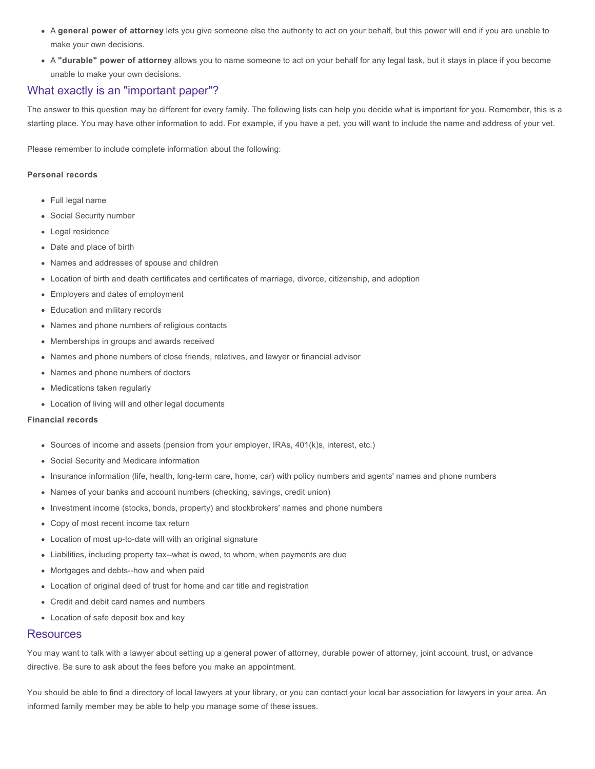- A **general power of attorney** lets you give someone else the authority to act on your behalf, but this power will end if you are unable to make your own decisions.
- A **"durable" power of attorney** allows you to name someone to act on your behalf for any legal task, but it stays in place if you become unable to make your own decisions.

## What exactly is an "important paper"?

The answer to this question may be different for every family. The following lists can help you decide what is important for you. Remember, this is a starting place. You may have other information to add. For example, if you have a pet, you will want to include the name and address of your vet.

Please remember to include complete information about the following:

**Personal records**

- Full legal name
- Social Security number
- Legal residence
- Date and place of birth
- Names and addresses of spouse and children
- Location of birth and death certificates and certificates of marriage, divorce, citizenship, and adoption
- Employers and dates of employment
- Education and military records
- Names and phone numbers of religious contacts
- Memberships in groups and awards received
- Names and phone numbers of close friends, relatives, and lawyer or financial advisor
- Names and phone numbers of doctors
- Medications taken regularly
- Location of living will and other legal documents

**Financial records**

- Sources of income and assets (pension from your employer, IRAs, 401(k)s, interest, etc.)
- Social Security and Medicare information
- Insurance information (life, health, long-term care, home, car) with policy numbers and agents' names and phone numbers
- Names of your banks and account numbers (checking, savings, credit union)
- Investment income (stocks, bonds, property) and stockbrokers' names and phone numbers
- Copy of most recent income tax return
- Location of most up-to-date will with an original signature
- Liabilities, including property tax--what is owed, to whom, when payments are due
- Mortgages and debts--how and when paid
- Location of original deed of trust for home and car title and registration
- Credit and debit card names and numbers
- Location of safe deposit box and key

## Resources

You may want to talk with a lawyer about setting up a general power of attorney, durable power of attorney, joint account, trust, or advance directive. Be sure to ask about the fees before you make an appointment.

You should be able to find a directory of local lawyers at your library, or you can contact your local bar association for lawyers in your area. An informed family member may be able to help you manage some of these issues.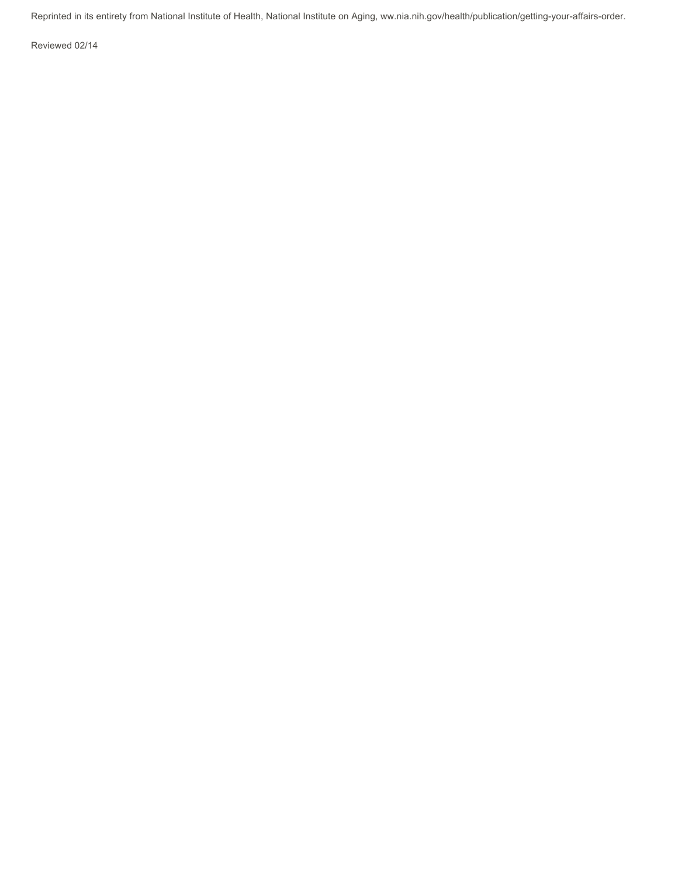Reprinted in its entirety from National Institute of Health, National Institute on Aging, ww.nia.nih.gov/health/publication/getting-your-affairs-order.

Reviewed 02/14